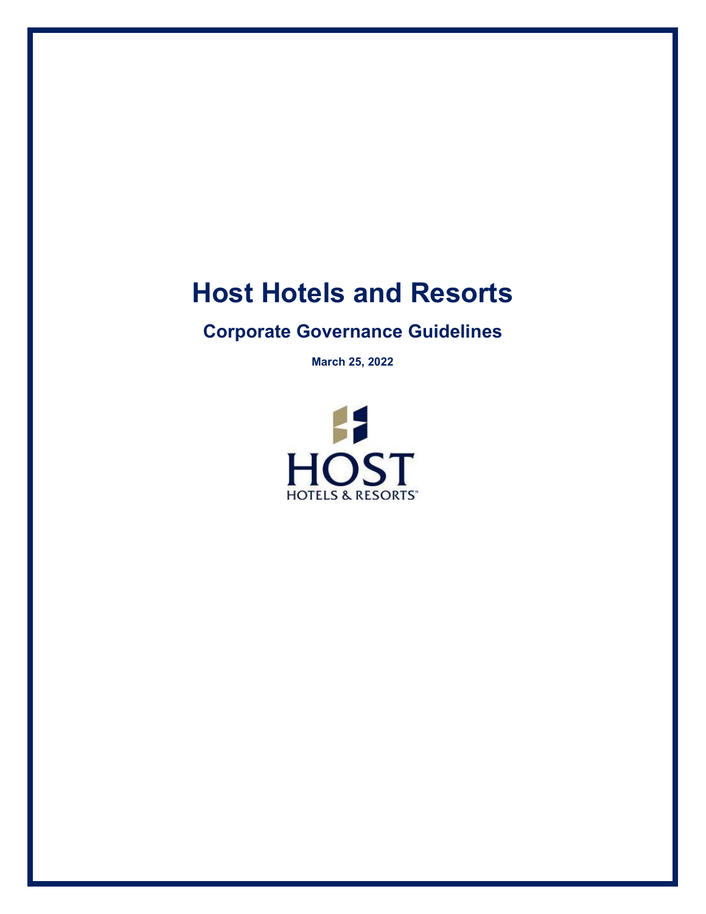# Host Hotels and Resorts

## Corporate Governance Guidelines

**March 25, 2022**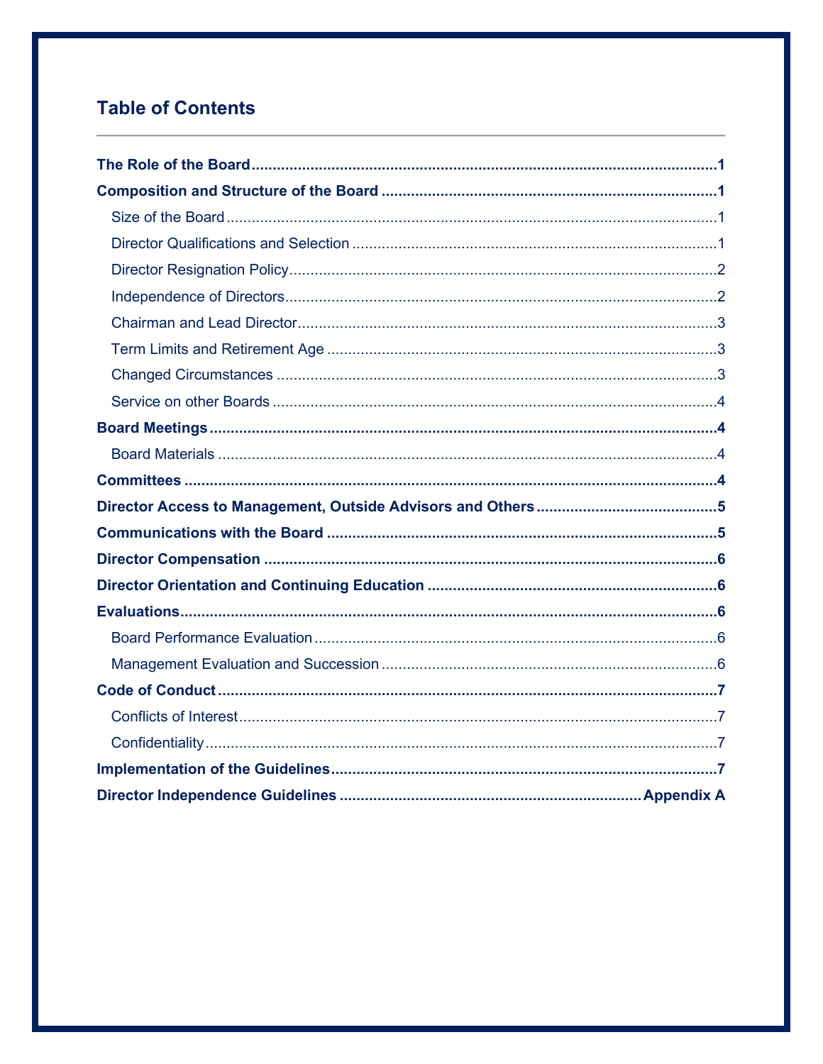## Table of Contents

**The Role of the Board** .......... **1**

**Composition and Structure of the Board** .......... **1**

- Size of the Board .......... 1
- Director Qualifications and Selection .......... 1
- Director Resignation Policy .......... 2
- Independence of Directors .......... 2
- Chairman and Lead Director .......... 3
- Term Limits and Retirement Age .......... 3
- Changed Circumstances .......... 3
- Service on other Boards .......... 4

**Board Meetings** .......... **4**

- Board Materials .......... 4

**Committees** .......... **4**

**Director Access to Management, Outside Advisors and Others** .......... **5**

**Communications with the Board** .......... **5**

**Director Compensation** .......... **6**

**Director Orientation and Continuing Education** .......... **6**

**Evaluations** .......... **6**

- Board Performance Evaluation .......... 6
- Management Evaluation and Succession .......... 6

**Code of Conduct** .......... **7**

- Conflicts of Interest .......... 7
- Confidentiality .......... 7

**Implementation of the Guidelines** .......... **7**

**Director Independence Guidelines** .......... **Appendix A**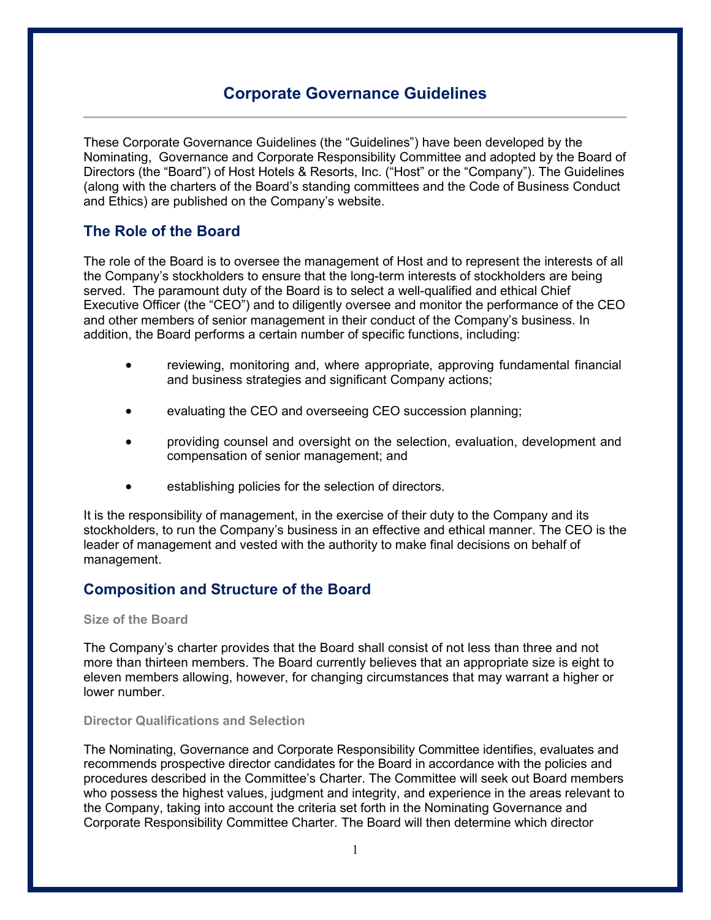# Corporate Governance Guidelines

These Corporate Governance Guidelines (the "Guidelines") have been developed by the Nominating, Governance and Corporate Responsibility Committee and adopted by the Board of Directors (the "Board") of Host Hotels & Resorts, Inc. ("Host" or the "Company"). The Guidelines (along with the charters of the Board's standing committees and the Code of Business Conduct and Ethics) are published on the Company's website.

## The Role of the Board

The role of the Board is to oversee the management of Host and to represent the interests of all the Company's stockholders to ensure that the long-term interests of stockholders are being served. The paramount duty of the Board is to select a well-qualified and ethical Chief Executive Officer (the "CEO") and to diligently oversee and monitor the performance of the CEO and other members of senior management in their conduct of the Company's business. In addition, the Board performs a certain number of specific functions, including:

- reviewing, monitoring and, where appropriate, approving fundamental financial and business strategies and significant Company actions;
- evaluating the CEO and overseeing CEO succession planning;
- providing counsel and oversight on the selection, evaluation, development and compensation of senior management; and
- establishing policies for the selection of directors.

It is the responsibility of management, in the exercise of their duty to the Company and its stockholders, to run the Company's business in an effective and ethical manner. The CEO is the leader of management and vested with the authority to make final decisions on behalf of management.

## Composition and Structure of the Board

### Size of the Board

The Company's charter provides that the Board shall consist of not less than three and not more than thirteen members. The Board currently believes that an appropriate size is eight to eleven members allowing, however, for changing circumstances that may warrant a higher or lower number.

### Director Qualifications and Selection

The Nominating, Governance and Corporate Responsibility Committee identifies, evaluates and recommends prospective director candidates for the Board in accordance with the policies and procedures described in the Committee's Charter. The Committee will seek out Board members who possess the highest values, judgment and integrity, and experience in the areas relevant to the Company, taking into account the criteria set forth in the Nominating Governance and Corporate Responsibility Committee Charter. The Board will then determine which director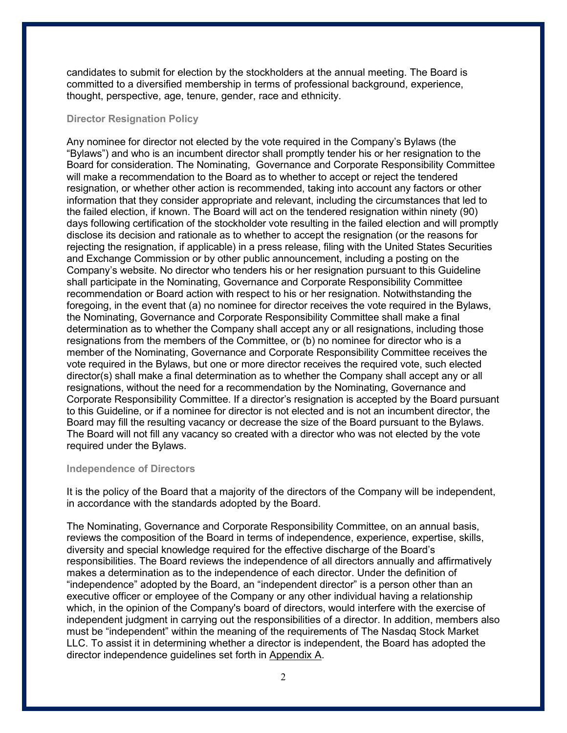candidates to submit for election by the stockholders at the annual meeting. The Board is committed to a diversified membership in terms of professional background, experience, thought, perspective, age, tenure, gender, race and ethnicity.

### Director Resignation Policy

Any nominee for director not elected by the vote required in the Company's Bylaws (the "Bylaws") and who is an incumbent director shall promptly tender his or her resignation to the Board for consideration. The Nominating, Governance and Corporate Responsibility Committee will make a recommendation to the Board as to whether to accept or reject the tendered resignation, or whether other action is recommended, taking into account any factors or other information that they consider appropriate and relevant, including the circumstances that led to the failed election, if known. The Board will act on the tendered resignation within ninety (90) days following certification of the stockholder vote resulting in the failed election and will promptly disclose its decision and rationale as to whether to accept the resignation (or the reasons for rejecting the resignation, if applicable) in a press release, filing with the United States Securities and Exchange Commission or by other public announcement, including a posting on the Company's website. No director who tenders his or her resignation pursuant to this Guideline shall participate in the Nominating, Governance and Corporate Responsibility Committee recommendation or Board action with respect to his or her resignation. Notwithstanding the foregoing, in the event that (a) no nominee for director receives the vote required in the Bylaws, the Nominating, Governance and Corporate Responsibility Committee shall make a final determination as to whether the Company shall accept any or all resignations, including those resignations from the members of the Committee, or (b) no nominee for director who is a member of the Nominating, Governance and Corporate Responsibility Committee receives the vote required in the Bylaws, but one or more director receives the required vote, such elected director(s) shall make a final determination as to whether the Company shall accept any or all resignations, without the need for a recommendation by the Nominating, Governance and Corporate Responsibility Committee. If a director's resignation is accepted by the Board pursuant to this Guideline, or if a nominee for director is not elected and is not an incumbent director, the Board may fill the resulting vacancy or decrease the size of the Board pursuant to the Bylaws. The Board will not fill any vacancy so created with a director who was not elected by the vote required under the Bylaws.

### Independence of Directors

It is the policy of the Board that a majority of the directors of the Company will be independent, in accordance with the standards adopted by the Board.

The Nominating, Governance and Corporate Responsibility Committee, on an annual basis, reviews the composition of the Board in terms of independence, experience, expertise, skills, diversity and special knowledge required for the effective discharge of the Board's responsibilities. The Board reviews the independence of all directors annually and affirmatively makes a determination as to the independence of each director. Under the definition of "independence" adopted by the Board, an "independent director" is a person other than an executive officer or employee of the Company or any other individual having a relationship which, in the opinion of the Company's board of directors, would interfere with the exercise of independent judgment in carrying out the responsibilities of a director. In addition, members also must be "independent" within the meaning of the requirements of The Nasdaq Stock Market LLC. To assist it in determining whether a director is independent, the Board has adopted the director independence guidelines set forth in Appendix A.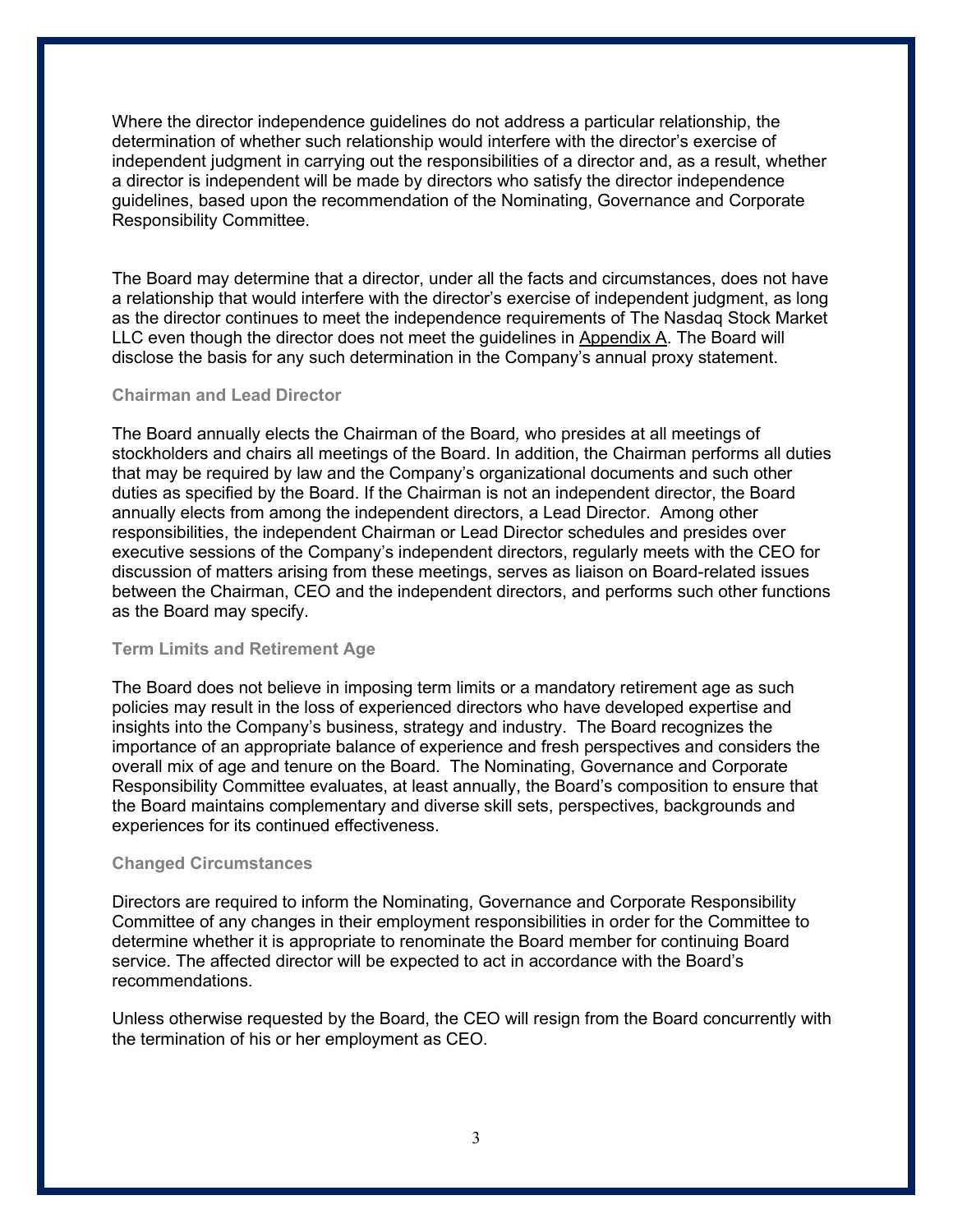Where the director independence guidelines do not address a particular relationship, the determination of whether such relationship would interfere with the director's exercise of independent judgment in carrying out the responsibilities of a director and, as a result, whether a director is independent will be made by directors who satisfy the director independence guidelines, based upon the recommendation of the Nominating, Governance and Corporate Responsibility Committee.

The Board may determine that a director, under all the facts and circumstances, does not have a relationship that would interfere with the director's exercise of independent judgment, as long as the director continues to meet the independence requirements of The Nasdaq Stock Market LLC even though the director does not meet the guidelines in Appendix A. The Board will disclose the basis for any such determination in the Company's annual proxy statement.

### Chairman and Lead Director

The Board annually elects the Chairman of the Board*,* who presides at all meetings of stockholders and chairs all meetings of the Board. In addition, the Chairman performs all duties that may be required by law and the Company's organizational documents and such other duties as specified by the Board. If the Chairman is not an independent director, the Board annually elects from among the independent directors, a Lead Director. Among other responsibilities, the independent Chairman or Lead Director schedules and presides over executive sessions of the Company's independent directors, regularly meets with the CEO for discussion of matters arising from these meetings, serves as liaison on Board-related issues between the Chairman, CEO and the independent directors, and performs such other functions as the Board may specify.

### Term Limits and Retirement Age

The Board does not believe in imposing term limits or a mandatory retirement age as such policies may result in the loss of experienced directors who have developed expertise and insights into the Company's business, strategy and industry. The Board recognizes the importance of an appropriate balance of experience and fresh perspectives and considers the overall mix of age and tenure on the Board. The Nominating, Governance and Corporate Responsibility Committee evaluates, at least annually, the Board's composition to ensure that the Board maintains complementary and diverse skill sets, perspectives, backgrounds and experiences for its continued effectiveness.

### Changed Circumstances

Directors are required to inform the Nominating, Governance and Corporate Responsibility Committee of any changes in their employment responsibilities in order for the Committee to determine whether it is appropriate to renominate the Board member for continuing Board service. The affected director will be expected to act in accordance with the Board's recommendations.

Unless otherwise requested by the Board, the CEO will resign from the Board concurrently with the termination of his or her employment as CEO.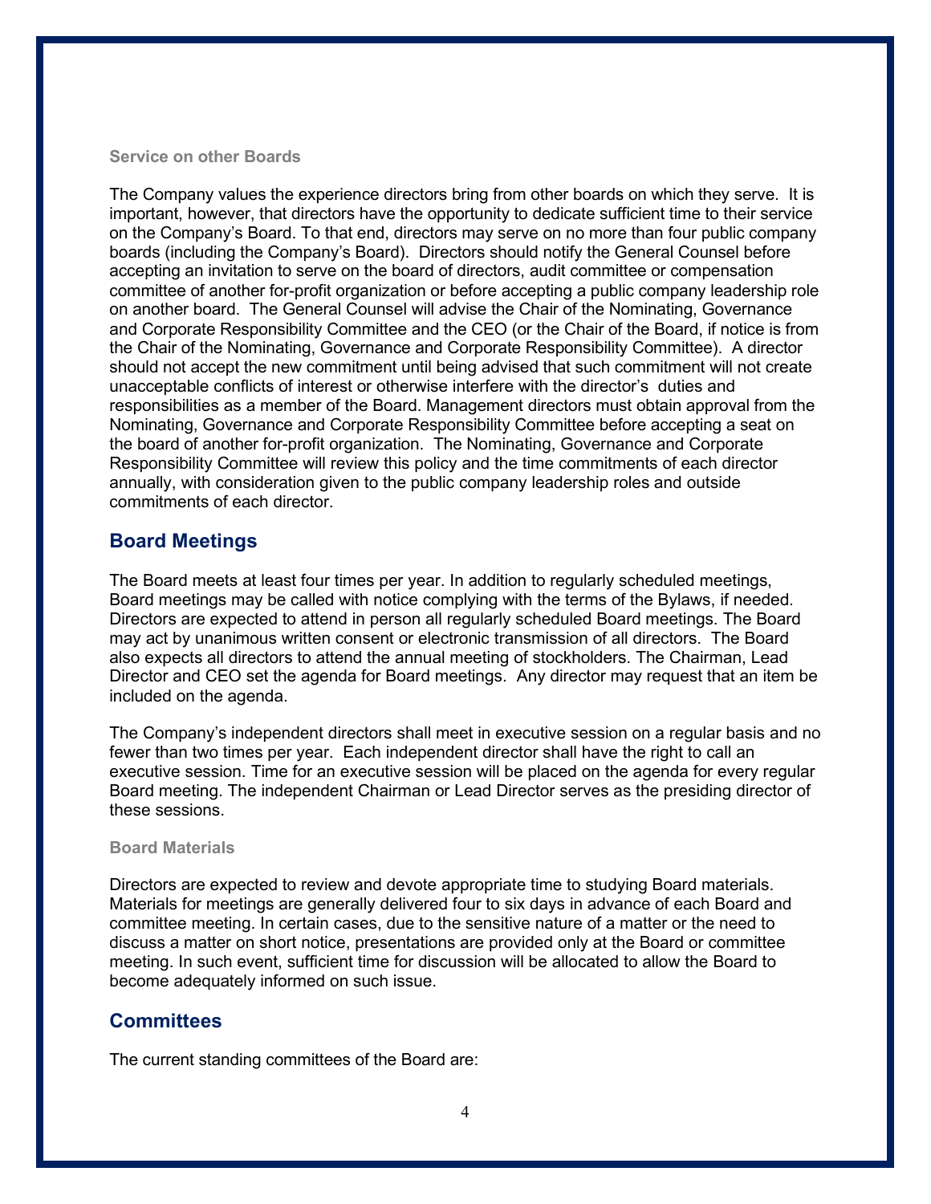### Service on other Boards

The Company values the experience directors bring from other boards on which they serve. It is important, however, that directors have the opportunity to dedicate sufficient time to their service on the Company's Board. To that end, directors may serve on no more than four public company boards (including the Company's Board). Directors should notify the General Counsel before accepting an invitation to serve on the board of directors, audit committee or compensation committee of another for-profit organization or before accepting a public company leadership role on another board. The General Counsel will advise the Chair of the Nominating, Governance and Corporate Responsibility Committee and the CEO (or the Chair of the Board, if notice is from the Chair of the Nominating, Governance and Corporate Responsibility Committee). A director should not accept the new commitment until being advised that such commitment will not create unacceptable conflicts of interest or otherwise interfere with the director's duties and responsibilities as a member of the Board. Management directors must obtain approval from the Nominating, Governance and Corporate Responsibility Committee before accepting a seat on the board of another for-profit organization. The Nominating, Governance and Corporate Responsibility Committee will review this policy and the time commitments of each director annually, with consideration given to the public company leadership roles and outside commitments of each director.

## Board Meetings

The Board meets at least four times per year. In addition to regularly scheduled meetings, Board meetings may be called with notice complying with the terms of the Bylaws, if needed. Directors are expected to attend in person all regularly scheduled Board meetings. The Board may act by unanimous written consent or electronic transmission of all directors. The Board also expects all directors to attend the annual meeting of stockholders. The Chairman, Lead Director and CEO set the agenda for Board meetings. Any director may request that an item be included on the agenda.

The Company's independent directors shall meet in executive session on a regular basis and no fewer than two times per year. Each independent director shall have the right to call an executive session. Time for an executive session will be placed on the agenda for every regular Board meeting. The independent Chairman or Lead Director serves as the presiding director of these sessions.

### Board Materials

Directors are expected to review and devote appropriate time to studying Board materials. Materials for meetings are generally delivered four to six days in advance of each Board and committee meeting. In certain cases, due to the sensitive nature of a matter or the need to discuss a matter on short notice, presentations are provided only at the Board or committee meeting. In such event, sufficient time for discussion will be allocated to allow the Board to become adequately informed on such issue.

## Committees

The current standing committees of the Board are: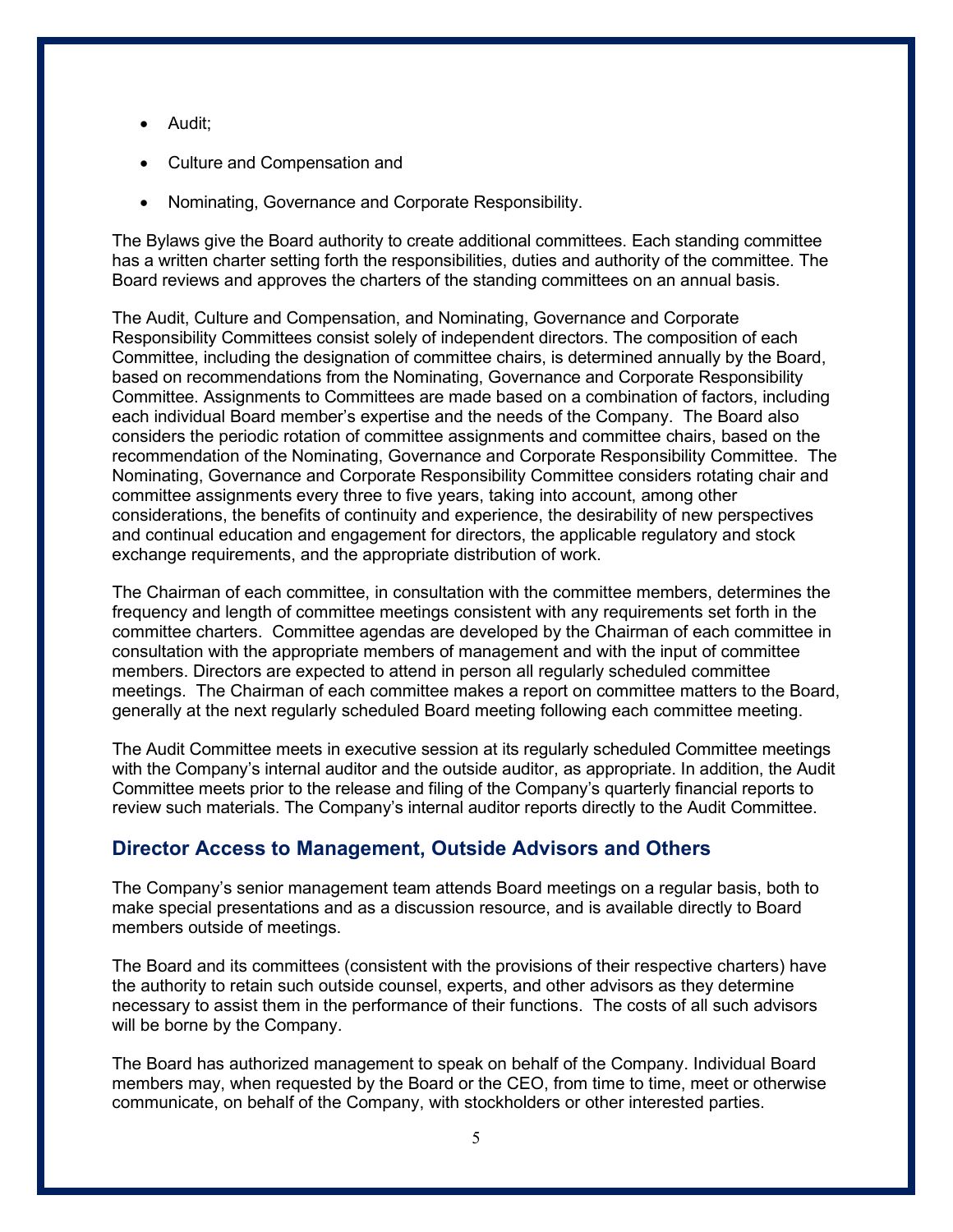- Audit;
- Culture and Compensation and
- Nominating, Governance and Corporate Responsibility.

The Bylaws give the Board authority to create additional committees. Each standing committee has a written charter setting forth the responsibilities, duties and authority of the committee. The Board reviews and approves the charters of the standing committees on an annual basis.

The Audit, Culture and Compensation, and Nominating, Governance and Corporate Responsibility Committees consist solely of independent directors. The composition of each Committee, including the designation of committee chairs, is determined annually by the Board, based on recommendations from the Nominating, Governance and Corporate Responsibility Committee. Assignments to Committees are made based on a combination of factors, including each individual Board member's expertise and the needs of the Company. The Board also considers the periodic rotation of committee assignments and committee chairs, based on the recommendation of the Nominating, Governance and Corporate Responsibility Committee. The Nominating, Governance and Corporate Responsibility Committee considers rotating chair and committee assignments every three to five years, taking into account, among other considerations, the benefits of continuity and experience, the desirability of new perspectives and continual education and engagement for directors, the applicable regulatory and stock exchange requirements, and the appropriate distribution of work.

The Chairman of each committee, in consultation with the committee members, determines the frequency and length of committee meetings consistent with any requirements set forth in the committee charters. Committee agendas are developed by the Chairman of each committee in consultation with the appropriate members of management and with the input of committee members. Directors are expected to attend in person all regularly scheduled committee meetings. The Chairman of each committee makes a report on committee matters to the Board, generally at the next regularly scheduled Board meeting following each committee meeting.

The Audit Committee meets in executive session at its regularly scheduled Committee meetings with the Company's internal auditor and the outside auditor, as appropriate. In addition, the Audit Committee meets prior to the release and filing of the Company's quarterly financial reports to review such materials. The Company's internal auditor reports directly to the Audit Committee.

## Director Access to Management, Outside Advisors and Others

The Company's senior management team attends Board meetings on a regular basis, both to make special presentations and as a discussion resource, and is available directly to Board members outside of meetings.

The Board and its committees (consistent with the provisions of their respective charters) have the authority to retain such outside counsel, experts, and other advisors as they determine necessary to assist them in the performance of their functions. The costs of all such advisors will be borne by the Company.

The Board has authorized management to speak on behalf of the Company. Individual Board members may, when requested by the Board or the CEO, from time to time, meet or otherwise communicate, on behalf of the Company, with stockholders or other interested parties.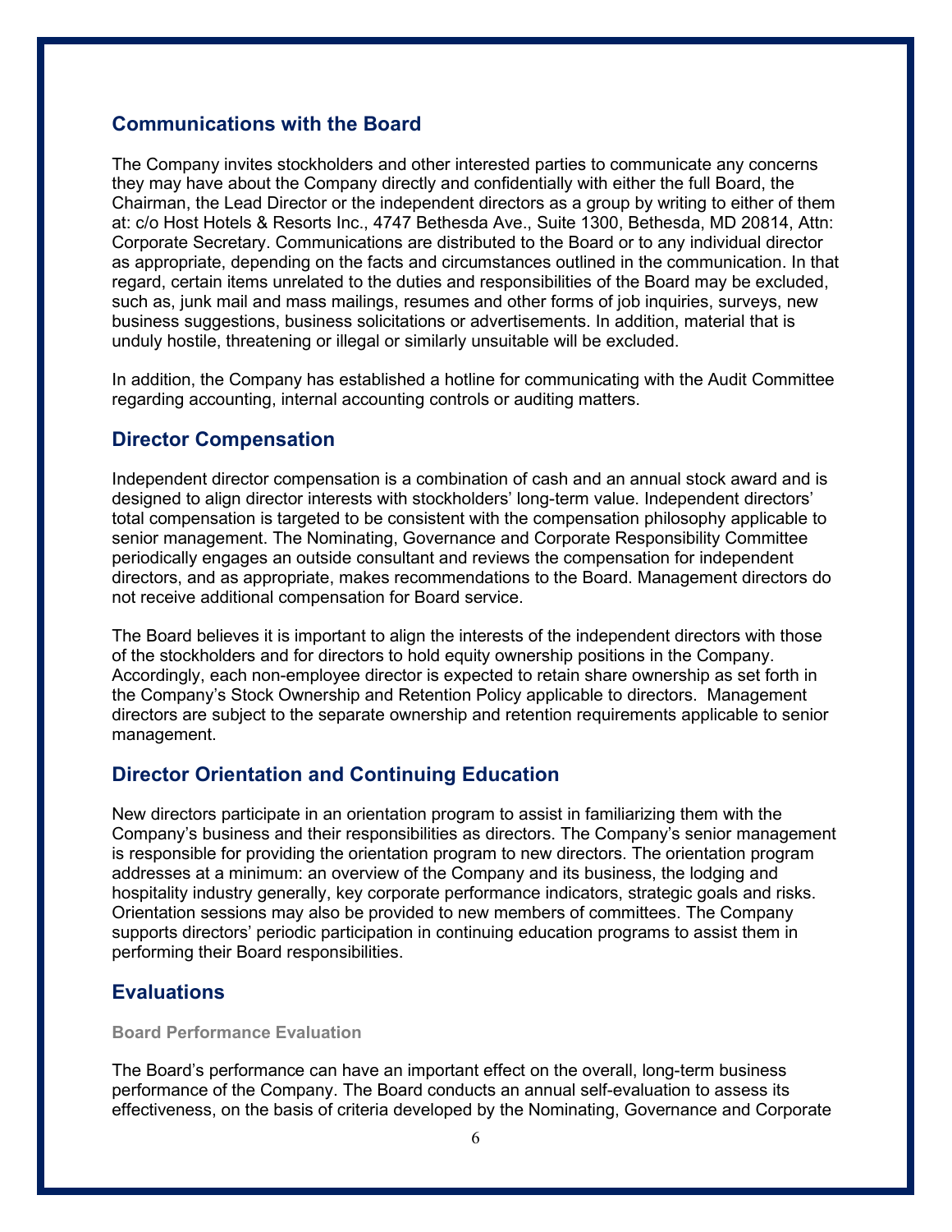## Communications with the Board

The Company invites stockholders and other interested parties to communicate any concerns they may have about the Company directly and confidentially with either the full Board, the Chairman, the Lead Director or the independent directors as a group by writing to either of them at: c/o Host Hotels & Resorts Inc., 4747 Bethesda Ave., Suite 1300, Bethesda, MD 20814, Attn: Corporate Secretary. Communications are distributed to the Board or to any individual director as appropriate, depending on the facts and circumstances outlined in the communication. In that regard, certain items unrelated to the duties and responsibilities of the Board may be excluded, such as, junk mail and mass mailings, resumes and other forms of job inquiries, surveys, new business suggestions, business solicitations or advertisements. In addition, material that is unduly hostile, threatening or illegal or similarly unsuitable will be excluded.

In addition, the Company has established a hotline for communicating with the Audit Committee regarding accounting, internal accounting controls or auditing matters.

## Director Compensation

Independent director compensation is a combination of cash and an annual stock award and is designed to align director interests with stockholders' long-term value. Independent directors' total compensation is targeted to be consistent with the compensation philosophy applicable to senior management. The Nominating, Governance and Corporate Responsibility Committee periodically engages an outside consultant and reviews the compensation for independent directors, and as appropriate, makes recommendations to the Board. Management directors do not receive additional compensation for Board service.

The Board believes it is important to align the interests of the independent directors with those of the stockholders and for directors to hold equity ownership positions in the Company. Accordingly, each non-employee director is expected to retain share ownership as set forth in the Company's Stock Ownership and Retention Policy applicable to directors. Management directors are subject to the separate ownership and retention requirements applicable to senior management.

## Director Orientation and Continuing Education

New directors participate in an orientation program to assist in familiarizing them with the Company's business and their responsibilities as directors. The Company's senior management is responsible for providing the orientation program to new directors. The orientation program addresses at a minimum: an overview of the Company and its business, the lodging and hospitality industry generally, key corporate performance indicators, strategic goals and risks. Orientation sessions may also be provided to new members of committees. The Company supports directors' periodic participation in continuing education programs to assist them in performing their Board responsibilities.

## Evaluations

### Board Performance Evaluation

The Board's performance can have an important effect on the overall, long-term business performance of the Company. The Board conducts an annual self-evaluation to assess its effectiveness, on the basis of criteria developed by the Nominating, Governance and Corporate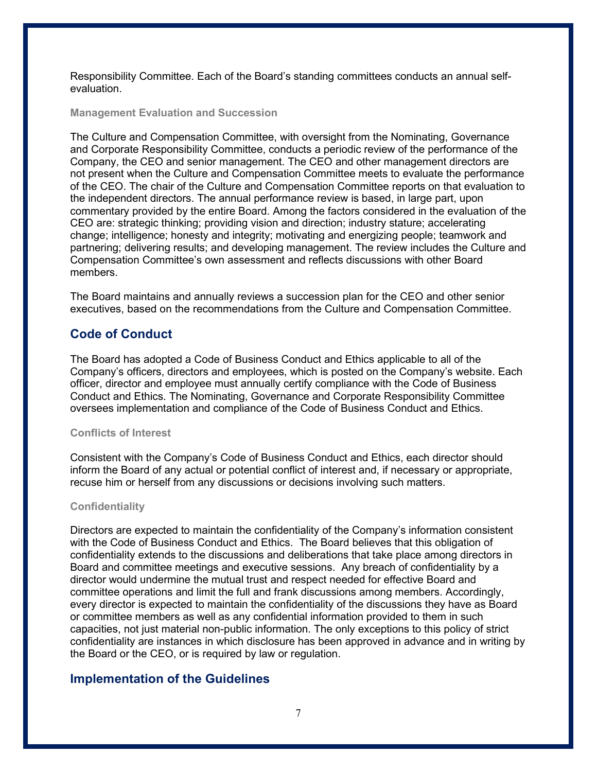Responsibility Committee. Each of the Board's standing committees conducts an annual self-evaluation.

### Management Evaluation and Succession

The Culture and Compensation Committee, with oversight from the Nominating, Governance and Corporate Responsibility Committee, conducts a periodic review of the performance of the Company, the CEO and senior management. The CEO and other management directors are not present when the Culture and Compensation Committee meets to evaluate the performance of the CEO. The chair of the Culture and Compensation Committee reports on that evaluation to the independent directors. The annual performance review is based, in large part, upon commentary provided by the entire Board. Among the factors considered in the evaluation of the CEO are: strategic thinking; providing vision and direction; industry stature; accelerating change; intelligence; honesty and integrity; motivating and energizing people; teamwork and partnering; delivering results; and developing management. The review includes the Culture and Compensation Committee's own assessment and reflects discussions with other Board members.

The Board maintains and annually reviews a succession plan for the CEO and other senior executives, based on the recommendations from the Culture and Compensation Committee.

## Code of Conduct

The Board has adopted a Code of Business Conduct and Ethics applicable to all of the Company's officers, directors and employees, which is posted on the Company's website. Each officer, director and employee must annually certify compliance with the Code of Business Conduct and Ethics. The Nominating, Governance and Corporate Responsibility Committee oversees implementation and compliance of the Code of Business Conduct and Ethics.

### Conflicts of Interest

Consistent with the Company's Code of Business Conduct and Ethics, each director should inform the Board of any actual or potential conflict of interest and, if necessary or appropriate, recuse him or herself from any discussions or decisions involving such matters.

### Confidentiality

Directors are expected to maintain the confidentiality of the Company's information consistent with the Code of Business Conduct and Ethics. The Board believes that this obligation of confidentiality extends to the discussions and deliberations that take place among directors in Board and committee meetings and executive sessions. Any breach of confidentiality by a director would undermine the mutual trust and respect needed for effective Board and committee operations and limit the full and frank discussions among members. Accordingly, every director is expected to maintain the confidentiality of the discussions they have as Board or committee members as well as any confidential information provided to them in such capacities, not just material non-public information. The only exceptions to this policy of strict confidentiality are instances in which disclosure has been approved in advance and in writing by the Board or the CEO, or is required by law or regulation.

## Implementation of the Guidelines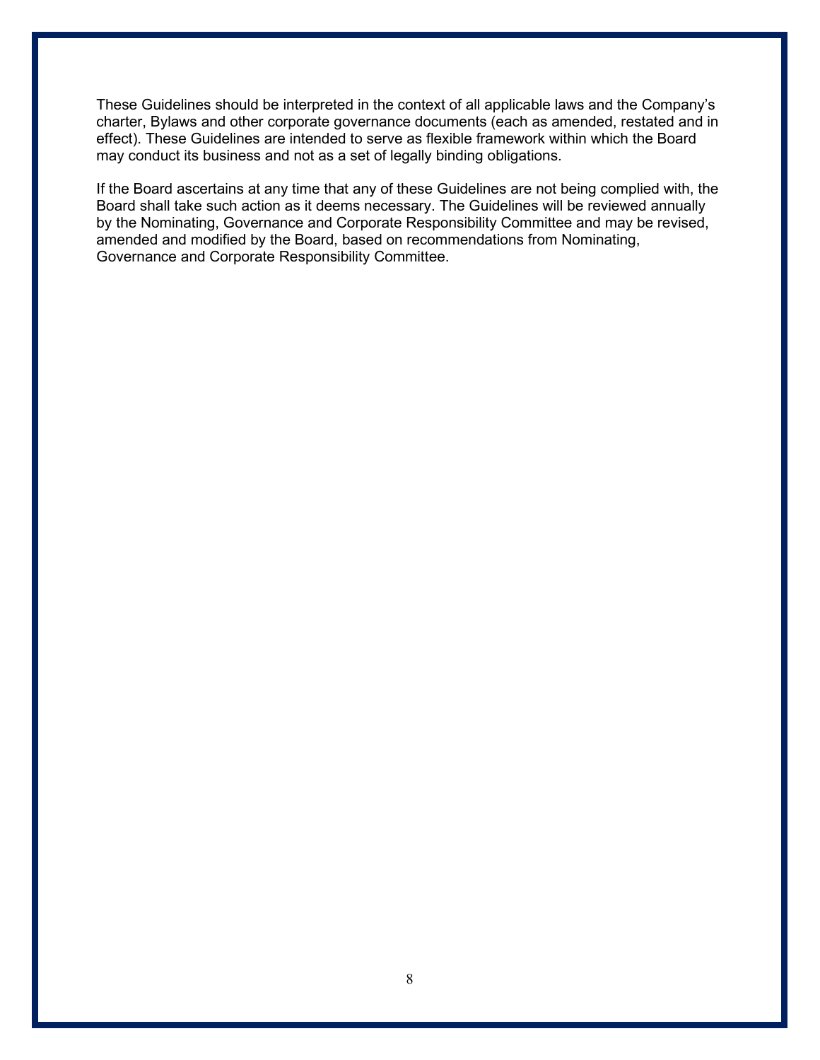These Guidelines should be interpreted in the context of all applicable laws and the Company's charter, Bylaws and other corporate governance documents (each as amended, restated and in effect). These Guidelines are intended to serve as flexible framework within which the Board may conduct its business and not as a set of legally binding obligations.

If the Board ascertains at any time that any of these Guidelines are not being complied with, the Board shall take such action as it deems necessary. The Guidelines will be reviewed annually by the Nominating, Governance and Corporate Responsibility Committee and may be revised, amended and modified by the Board, based on recommendations from Nominating, Governance and Corporate Responsibility Committee.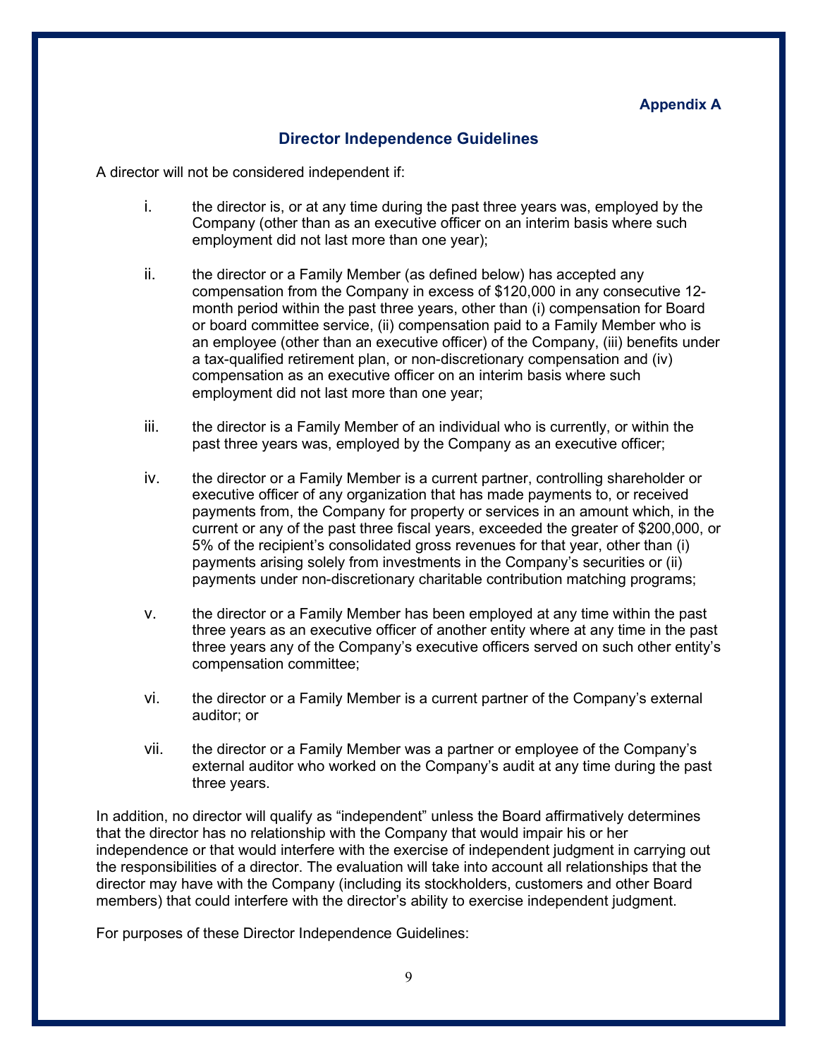**Appendix A**

## Director Independence Guidelines

A director will not be considered independent if:

i. the director is, or at any time during the past three years was, employed by the Company (other than as an executive officer on an interim basis where such employment did not last more than one year);

ii. the director or a Family Member (as defined below) has accepted any compensation from the Company in excess of $120,000 in any consecutive 12-month period within the past three years, other than (i) compensation for Board or board committee service, (ii) compensation paid to a Family Member who is an employee (other than an executive officer) of the Company, (iii) benefits under a tax-qualified retirement plan, or non-discretionary compensation and (iv) compensation as an executive officer on an interim basis where such employment did not last more than one year;

iii. the director is a Family Member of an individual who is currently, or within the past three years was, employed by the Company as an executive officer;

iv. the director or a Family Member is a current partner, controlling shareholder or executive officer of any organization that has made payments to, or received payments from, the Company for property or services in an amount which, in the current or any of the past three fiscal years, exceeded the greater of $200,000, or 5% of the recipient's consolidated gross revenues for that year, other than (i) payments arising solely from investments in the Company's securities or (ii) payments under non-discretionary charitable contribution matching programs;

v. the director or a Family Member has been employed at any time within the past three years as an executive officer of another entity where at any time in the past three years any of the Company's executive officers served on such other entity's compensation committee;

vi. the director or a Family Member is a current partner of the Company's external auditor; or

vii. the director or a Family Member was a partner or employee of the Company's external auditor who worked on the Company's audit at any time during the past three years.

In addition, no director will qualify as "independent" unless the Board affirmatively determines that the director has no relationship with the Company that would impair his or her independence or that would interfere with the exercise of independent judgment in carrying out the responsibilities of a director. The evaluation will take into account all relationships that the director may have with the Company (including its stockholders, customers and other Board members) that could interfere with the director's ability to exercise independent judgment.

For purposes of these Director Independence Guidelines: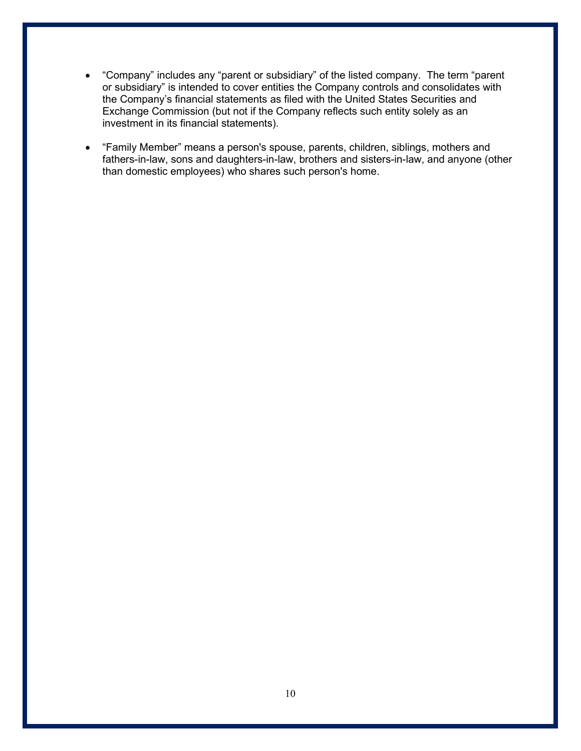- “Company” includes any “parent or subsidiary” of the listed company. The term “parent or subsidiary” is intended to cover entities the Company controls and consolidates with the Company’s financial statements as filed with the United States Securities and Exchange Commission (but not if the Company reflects such entity solely as an investment in its financial statements).

- “Family Member” means a person's spouse, parents, children, siblings, mothers and fathers-in-law, sons and daughters-in-law, brothers and sisters-in-law, and anyone (other than domestic employees) who shares such person's home.